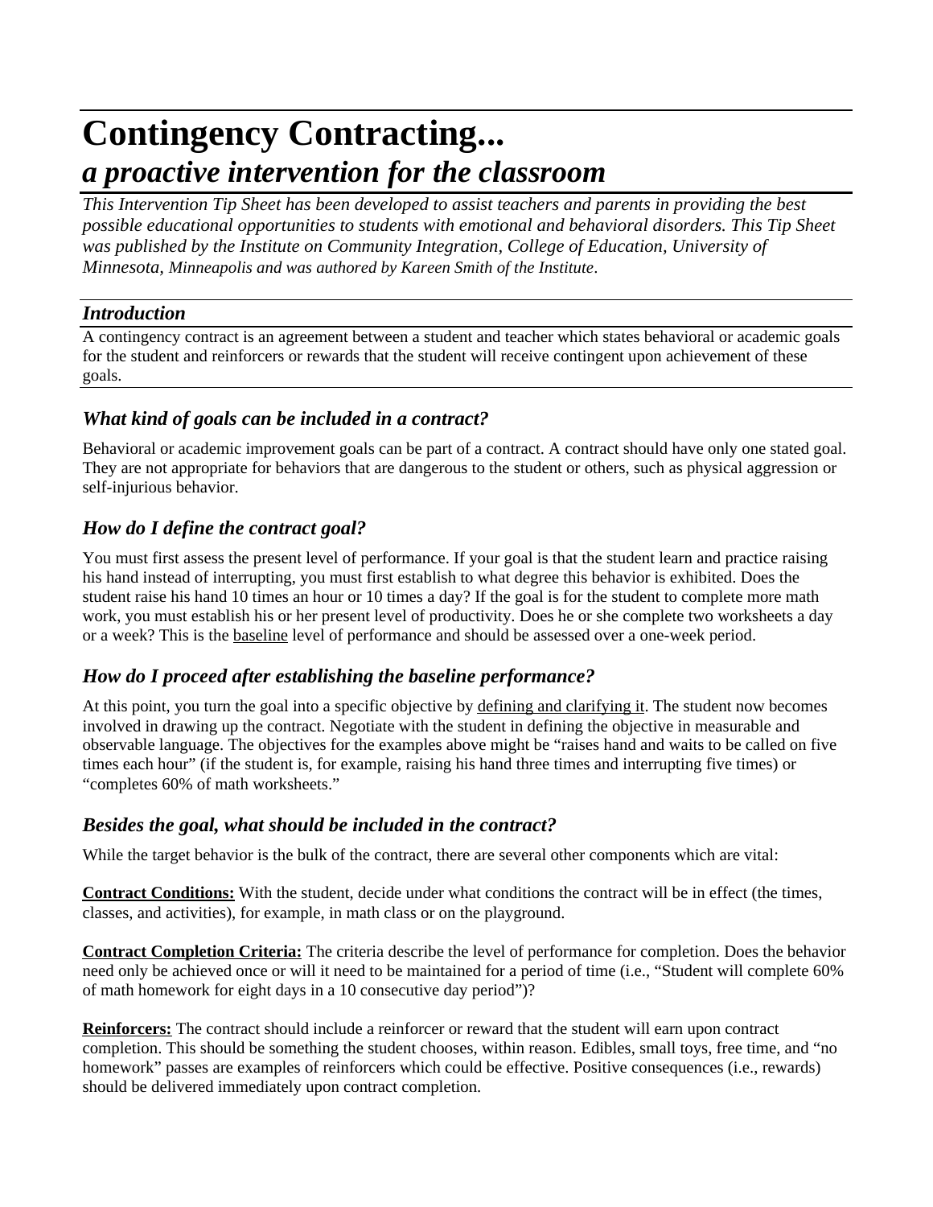# Contingency Contracting...
## *a proactive intervention for the classroom*

*This Intervention Tip Sheet has been developed to assist teachers and parents in providing the best possible educational opportunities to students with emotional and behavioral disorders. This Tip Sheet was published by the Institute on Community Integration, College of Education, University of Minnesota, Minneapolis and was authored by Kareen Smith of the Institute.*

### *Introduction*

A contingency contract is an agreement between a student and teacher which states behavioral or academic goals for the student and reinforcers or rewards that the student will receive contingent upon achievement of these goals.

### *What kind of goals can be included in a contract?*

Behavioral or academic improvement goals can be part of a contract. A contract should have only one stated goal. They are not appropriate for behaviors that are dangerous to the student or others, such as physical aggression or self-injurious behavior.

### *How do I define the contract goal?*

You must first assess the present level of performance. If your goal is that the student learn and practice raising his hand instead of interrupting, you must first establish to what degree this behavior is exhibited. Does the student raise his hand 10 times an hour or 10 times a day? If the goal is for the student to complete more math work, you must establish his or her present level of productivity. Does he or she complete two worksheets a day or a week? This is the <u>baseline</u> level of performance and should be assessed over a one-week period.

### *How do I proceed after establishing the baseline performance?*

At this point, you turn the goal into a specific objective by <u>defining and clarifying it</u>. The student now becomes involved in drawing up the contract. Negotiate with the student in defining the objective in measurable and observable language. The objectives for the examples above might be "raises hand and waits to be called on five times each hour" (if the student is, for example, raising his hand three times and interrupting five times) or "completes 60% of math worksheets."

### *Besides the goal, what should be included in the contract?*

While the target behavior is the bulk of the contract, there are several other components which are vital:

**<u>Contract Conditions:</u>** With the student, decide under what conditions the contract will be in effect (the times, classes, and activities), for example, in math class or on the playground.

**<u>Contract Completion Criteria:</u>** The criteria describe the level of performance for completion. Does the behavior need only be achieved once or will it need to be maintained for a period of time (i.e., "Student will complete 60% of math homework for eight days in a 10 consecutive day period")?

**<u>Reinforcers:</u>** The contract should include a reinforcer or reward that the student will earn upon contract completion. This should be something the student chooses, within reason. Edibles, small toys, free time, and "no homework" passes are examples of reinforcers which could be effective. Positive consequences (i.e., rewards) should be delivered immediately upon contract completion.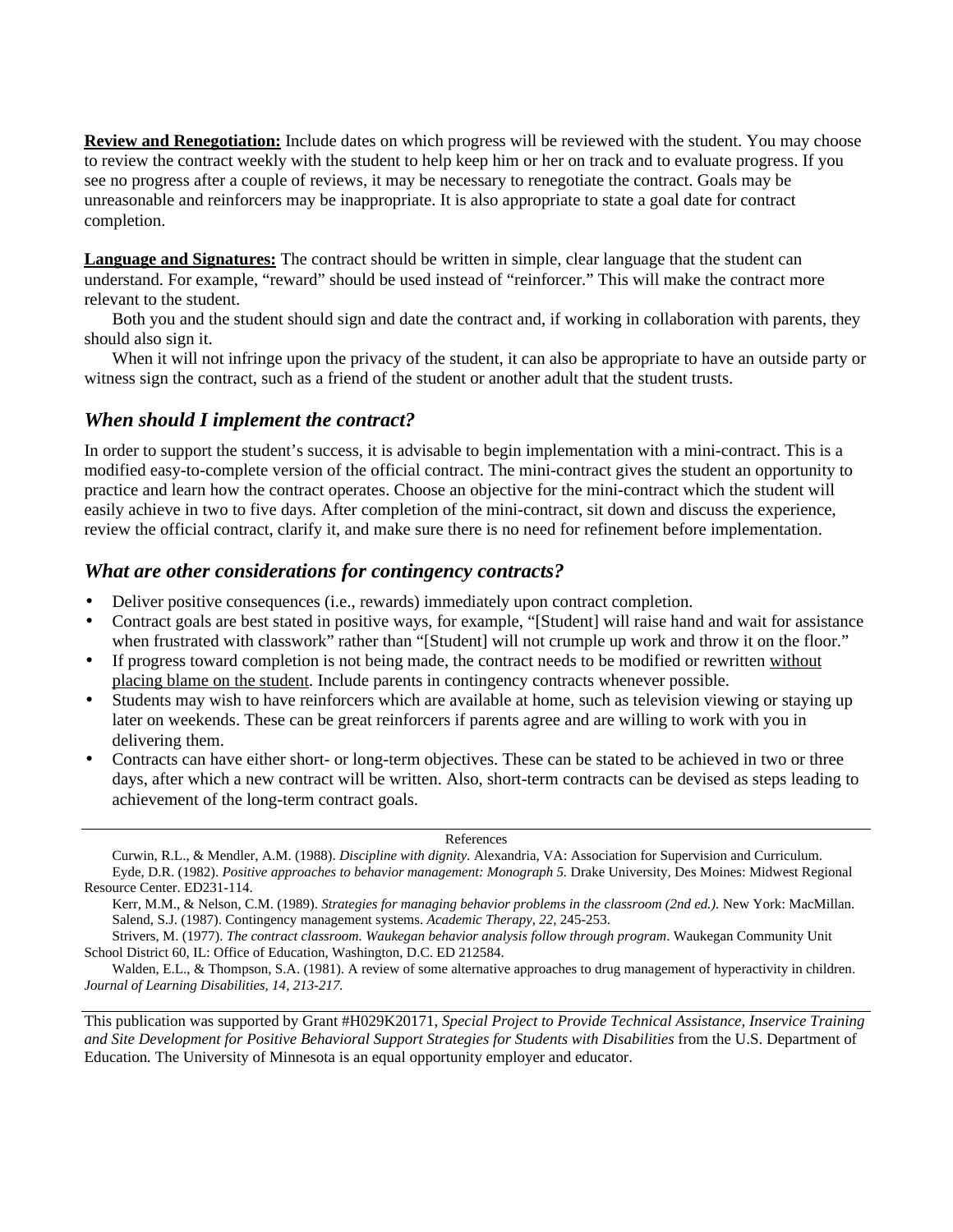**Review and Renegotiation:** Include dates on which progress will be reviewed with the student. You may choose to review the contract weekly with the student to help keep him or her on track and to evaluate progress. If you see no progress after a couple of reviews, it may be necessary to renegotiate the contract. Goals may be unreasonable and reinforcers may be inappropriate. It is also appropriate to state a goal date for contract completion.

**Language and Signatures:** The contract should be written in simple, clear language that the student can understand. For example, "reward" should be used instead of "reinforcer." This will make the contract more relevant to the student.

Both you and the student should sign and date the contract and, if working in collaboration with parents, they should also sign it.

When it will not infringe upon the privacy of the student, it can also be appropriate to have an outside party or witness sign the contract, such as a friend of the student or another adult that the student trusts.

## *When should I implement the contract?*

In order to support the student's success, it is advisable to begin implementation with a mini-contract. This is a modified easy-to-complete version of the official contract. The mini-contract gives the student an opportunity to practice and learn how the contract operates. Choose an objective for the mini-contract which the student will easily achieve in two to five days. After completion of the mini-contract, sit down and discuss the experience, review the official contract, clarify it, and make sure there is no need for refinement before implementation.

## *What are other considerations for contingency contracts?*

- Deliver positive consequences (i.e., rewards) immediately upon contract completion.
- Contract goals are best stated in positive ways, for example, "[Student] will raise hand and wait for assistance when frustrated with classwork" rather than "[Student] will not crumple up work and throw it on the floor."
- If progress toward completion is not being made, the contract needs to be modified or rewritten without placing blame on the student. Include parents in contingency contracts whenever possible.
- Students may wish to have reinforcers which are available at home, such as television viewing or staying up later on weekends. These can be great reinforcers if parents agree and are willing to work with you in delivering them.
- Contracts can have either short- or long-term objectives. These can be stated to be achieved in two or three days, after which a new contract will be written. Also, short-term contracts can be devised as steps leading to achievement of the long-term contract goals.

---

References

Curwin, R.L., & Mendler, A.M. (1988). *Discipline with dignity.* Alexandria, VA: Association for Supervision and Curriculum.

Eyde, D.R. (1982). *Positive approaches to behavior management: Monograph 5.* Drake University, Des Moines: Midwest Regional Resource Center. ED231-114.

Kerr, M.M., & Nelson, C.M. (1989). *Strategies for managing behavior problems in the classroom (2nd ed.).* New York: MacMillan.

Salend, S.J. (1987). Contingency management systems. *Academic Therapy, 22,* 245-253.

Strivers, M. (1977). *The contract classroom. Waukegan behavior analysis follow through program*. Waukegan Community Unit School District 60, IL: Office of Education, Washington, D.C. ED 212584.

Walden, E.L., & Thompson, S.A. (1981). A review of some alternative approaches to drug management of hyperactivity in children. *Journal of Learning Disabilities, 14, 213-217.*

---

This publication was supported by Grant #H029K20171, *Special Project to Provide Technical Assistance, Inservice Training and Site Development for Positive Behavioral Support Strategies for Students with Disabilities* from the U.S. Department of Education. The University of Minnesota is an equal opportunity employer and educator.